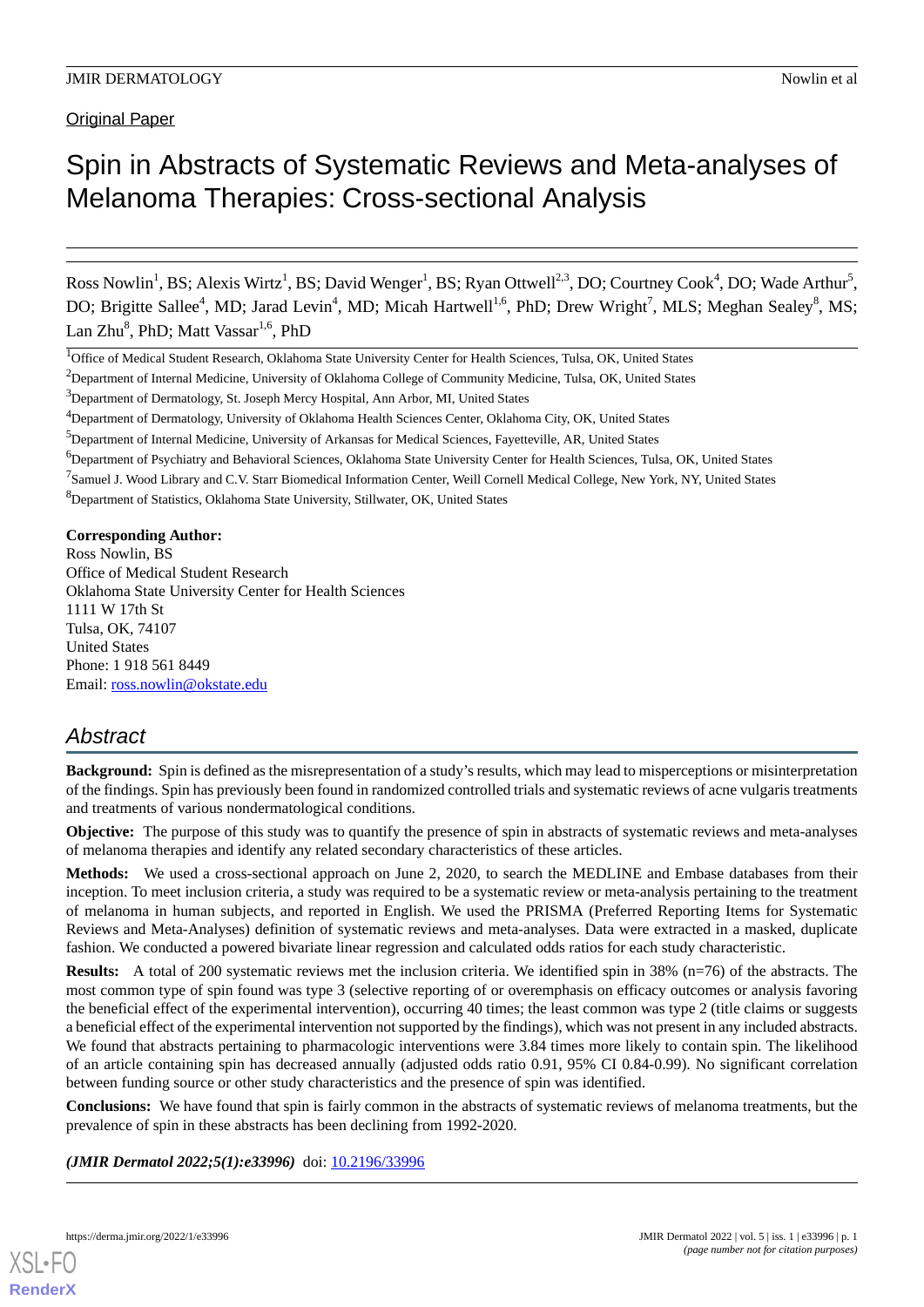Original Paper

# Spin in Abstracts of Systematic Reviews and Meta-analyses of Melanoma Therapies: Cross-sectional Analysis

Ross Nowlin[1], BS; Alexis Wirtz[1], BS; David Wenger[1], BS; Ryan Ottwell[2,3], DO; Courtney Cook[4], DO; Wade Arthur[5], DO; Brigitte Sallee[4], MD; Jarad Levin[4], MD; Micah Hartwell[1,6], PhD; Drew Wright[7], MLS; Meghan Sealey[8], MS; Lan Zhu[8], PhD; Matt Vassar[1,6], PhD

[1]Office of Medical Student Research, Oklahoma State University Center for Health Sciences, Tulsa, OK, United States

[2]Department of Internal Medicine, University of Oklahoma College of Community Medicine, Tulsa, OK, United States

[3]Department of Dermatology, St. Joseph Mercy Hospital, Ann Arbor, MI, United States

[4]Department of Dermatology, University of Oklahoma Health Sciences Center, Oklahoma City, OK, United States

[5]Department of Internal Medicine, University of Arkansas for Medical Sciences, Fayetteville, AR, United States

[6]Department of Psychiatry and Behavioral Sciences, Oklahoma State University Center for Health Sciences, Tulsa, OK, United States

[7]Samuel J. Wood Library and C.V. Starr Biomedical Information Center, Weill Cornell Medical College, New York, NY, United States

[8]Department of Statistics, Oklahoma State University, Stillwater, OK, United States

**Corresponding Author:**
Ross Nowlin, BS
Office of Medical Student Research
Oklahoma State University Center for Health Sciences
1111 W 17th St
Tulsa, OK, 74107
United States
Phone: 1 918 561 8449
Email: ross.nowlin@okstate.edu

## Abstract

**Background:** Spin is defined as the misrepresentation of a study's results, which may lead to misperceptions or misinterpretation of the findings. Spin has previously been found in randomized controlled trials and systematic reviews of acne vulgaris treatments and treatments of various nondermatological conditions.

**Objective:** The purpose of this study was to quantify the presence of spin in abstracts of systematic reviews and meta-analyses of melanoma therapies and identify any related secondary characteristics of these articles.

**Methods:** We used a cross-sectional approach on June 2, 2020, to search the MEDLINE and Embase databases from their inception. To meet inclusion criteria, a study was required to be a systematic review or meta-analysis pertaining to the treatment of melanoma in human subjects, and reported in English. We used the PRISMA (Preferred Reporting Items for Systematic Reviews and Meta-Analyses) definition of systematic reviews and meta-analyses. Data were extracted in a masked, duplicate fashion. We conducted a powered bivariate linear regression and calculated odds ratios for each study characteristic.

**Results:** A total of 200 systematic reviews met the inclusion criteria. We identified spin in 38% (n=76) of the abstracts. The most common type of spin found was type 3 (selective reporting of or overemphasis on efficacy outcomes or analysis favoring the beneficial effect of the experimental intervention), occurring 40 times; the least common was type 2 (title claims or suggests a beneficial effect of the experimental intervention not supported by the findings), which was not present in any included abstracts. We found that abstracts pertaining to pharmacologic interventions were 3.84 times more likely to contain spin. The likelihood of an article containing spin has decreased annually (adjusted odds ratio 0.91, 95% CI 0.84-0.99). No significant correlation between funding source or other study characteristics and the presence of spin was identified.

**Conclusions:** We have found that spin is fairly common in the abstracts of systematic reviews of melanoma treatments, but the prevalence of spin in these abstracts has been declining from 1992-2020.

***(JMIR Dermatol 2022;5(1):e33996)*** doi: 10.2196/33996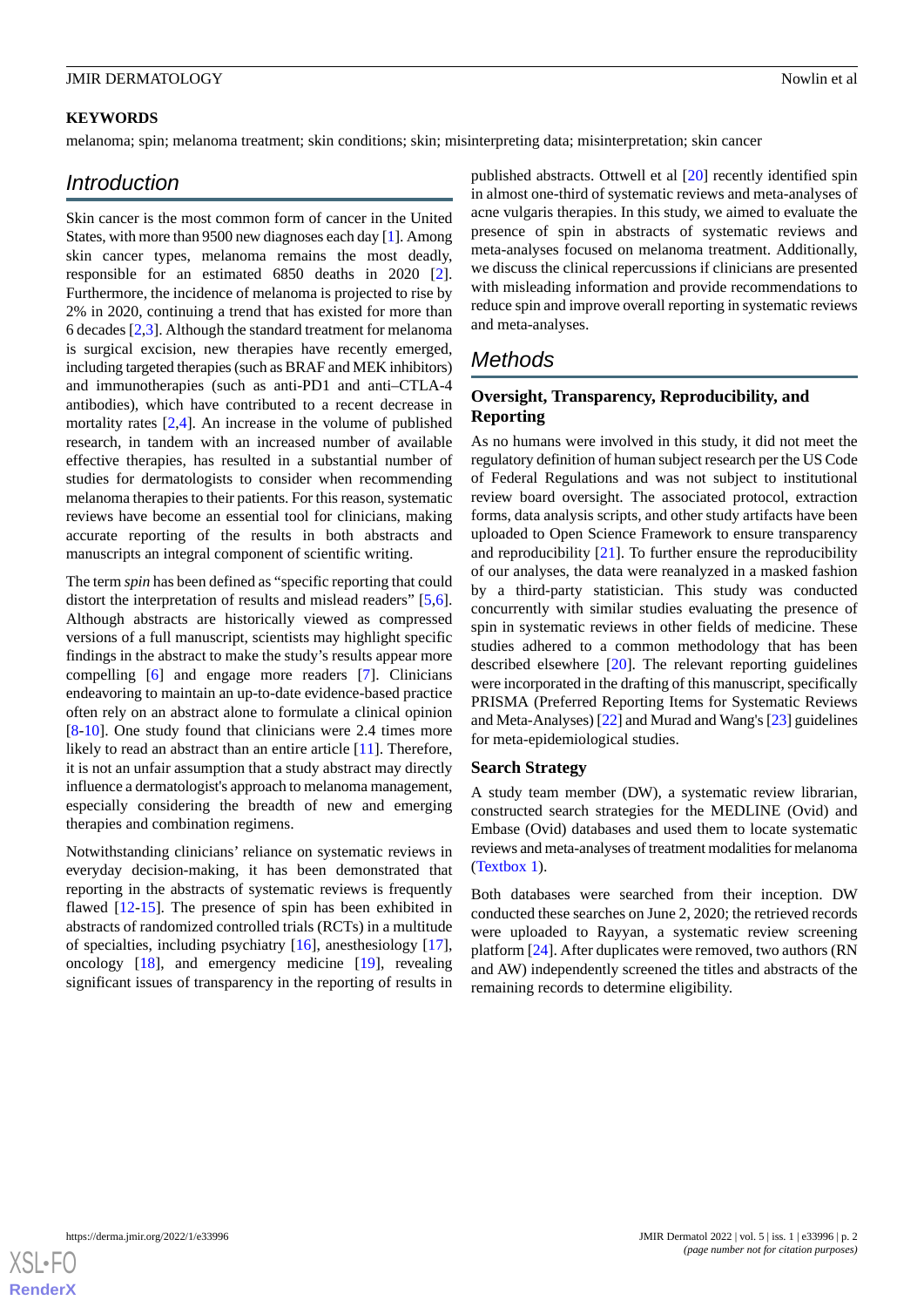**KEYWORDS**

melanoma; spin; melanoma treatment; skin conditions; skin; misinterpreting data; misinterpretation; skin cancer

## Introduction

Skin cancer is the most common form of cancer in the United States, with more than 9500 new diagnoses each day [1]. Among skin cancer types, melanoma remains the most deadly, responsible for an estimated 6850 deaths in 2020 [2]. Furthermore, the incidence of melanoma is projected to rise by 2% in 2020, continuing a trend that has existed for more than 6 decades [2,3]. Although the standard treatment for melanoma is surgical excision, new therapies have recently emerged, including targeted therapies (such as BRAF and MEK inhibitors) and immunotherapies (such as anti-PD1 and anti–CTLA-4 antibodies), which have contributed to a recent decrease in mortality rates [2,4]. An increase in the volume of published research, in tandem with an increased number of available effective therapies, has resulted in a substantial number of studies for dermatologists to consider when recommending melanoma therapies to their patients. For this reason, systematic reviews have become an essential tool for clinicians, making accurate reporting of the results in both abstracts and manuscripts an integral component of scientific writing.

The term *spin* has been defined as "specific reporting that could distort the interpretation of results and mislead readers" [5,6]. Although abstracts are historically viewed as compressed versions of a full manuscript, scientists may highlight specific findings in the abstract to make the study's results appear more compelling [6] and engage more readers [7]. Clinicians endeavoring to maintain an up-to-date evidence-based practice often rely on an abstract alone to formulate a clinical opinion [8-10]. One study found that clinicians were 2.4 times more likely to read an abstract than an entire article [11]. Therefore, it is not an unfair assumption that a study abstract may directly influence a dermatologist's approach to melanoma management, especially considering the breadth of new and emerging therapies and combination regimens.

Notwithstanding clinicians' reliance on systematic reviews in everyday decision-making, it has been demonstrated that reporting in the abstracts of systematic reviews is frequently flawed [12-15]. The presence of spin has been exhibited in abstracts of randomized controlled trials (RCTs) in a multitude of specialties, including psychiatry [16], anesthesiology [17], oncology [18], and emergency medicine [19], revealing significant issues of transparency in the reporting of results in published abstracts. Ottwell et al [20] recently identified spin in almost one-third of systematic reviews and meta-analyses of acne vulgaris therapies. In this study, we aimed to evaluate the presence of spin in abstracts of systematic reviews and meta-analyses focused on melanoma treatment. Additionally, we discuss the clinical repercussions if clinicians are presented with misleading information and provide recommendations to reduce spin and improve overall reporting in systematic reviews and meta-analyses.

## Methods

### Oversight, Transparency, Reproducibility, and Reporting

As no humans were involved in this study, it did not meet the regulatory definition of human subject research per the US Code of Federal Regulations and was not subject to institutional review board oversight. The associated protocol, extraction forms, data analysis scripts, and other study artifacts have been uploaded to Open Science Framework to ensure transparency and reproducibility [21]. To further ensure the reproducibility of our analyses, the data were reanalyzed in a masked fashion by a third-party statistician. This study was conducted concurrently with similar studies evaluating the presence of spin in systematic reviews in other fields of medicine. These studies adhered to a common methodology that has been described elsewhere [20]. The relevant reporting guidelines were incorporated in the drafting of this manuscript, specifically PRISMA (Preferred Reporting Items for Systematic Reviews and Meta-Analyses) [22] and Murad and Wang's [23] guidelines for meta-epidemiological studies.

### Search Strategy

A study team member (DW), a systematic review librarian, constructed search strategies for the MEDLINE (Ovid) and Embase (Ovid) databases and used them to locate systematic reviews and meta-analyses of treatment modalities for melanoma (Textbox 1).

Both databases were searched from their inception. DW conducted these searches on June 2, 2020; the retrieved records were uploaded to Rayyan, a systematic review screening platform [24]. After duplicates were removed, two authors (RN and AW) independently screened the titles and abstracts of the remaining records to determine eligibility.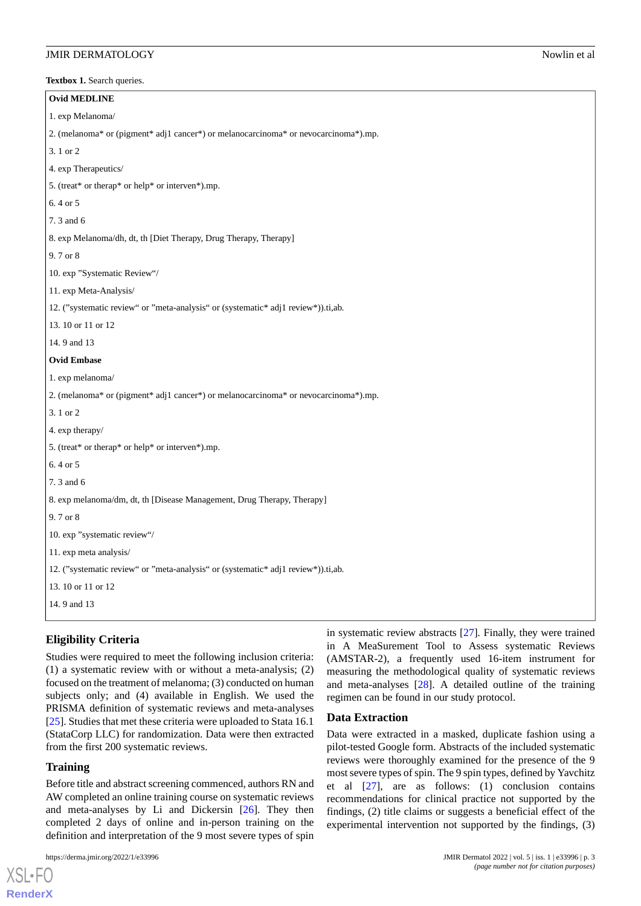**Textbox 1.** Search queries.

**Ovid MEDLINE**

1. exp Melanoma/
2. (melanoma* or (pigment* adj1 cancer*) or melanocarcinoma* or nevocarcinoma*).mp.
3. 1 or 2
4. exp Therapeutics/
5. (treat* or therap* or help* or interven*).mp.
6. 4 or 5
7. 3 and 6
8. exp Melanoma/dh, dt, th [Diet Therapy, Drug Therapy, Therapy]
9. 7 or 8
10. exp "Systematic Review"/
11. exp Meta-Analysis/
12. ("systematic review" or "meta-analysis" or (systematic* adj1 review*)).ti,ab.
13. 10 or 11 or 12
14. 9 and 13

**Ovid Embase**

1. exp melanoma/
2. (melanoma* or (pigment* adj1 cancer*) or melanocarcinoma* or nevocarcinoma*).mp.
3. 1 or 2
4. exp therapy/
5. (treat* or therap* or help* or interven*).mp.
6. 4 or 5
7. 3 and 6
8. exp melanoma/dm, dt, th [Disease Management, Drug Therapy, Therapy]
9. 7 or 8
10. exp "systematic review"/
11. exp meta analysis/
12. ("systematic review" or "meta-analysis" or (systematic* adj1 review*)).ti,ab.
13. 10 or 11 or 12
14. 9 and 13

## Eligibility Criteria

Studies were required to meet the following inclusion criteria: (1) a systematic review with or without a meta-analysis; (2) focused on the treatment of melanoma; (3) conducted on human subjects only; and (4) available in English. We used the PRISMA definition of systematic reviews and meta-analyses [25]. Studies that met these criteria were uploaded to Stata 16.1 (StataCorp LLC) for randomization. Data were then extracted from the first 200 systematic reviews.

## Training

Before title and abstract screening commenced, authors RN and AW completed an online training course on systematic reviews and meta-analyses by Li and Dickersin [26]. They then completed 2 days of online and in-person training on the definition and interpretation of the 9 most severe types of spin in systematic review abstracts [27]. Finally, they were trained in A MeaSurement Tool to Assess systematic Reviews (AMSTAR-2), a frequently used 16-item instrument for measuring the methodological quality of systematic reviews and meta-analyses [28]. A detailed outline of the training regimen can be found in our study protocol.

## Data Extraction

Data were extracted in a masked, duplicate fashion using a pilot-tested Google form. Abstracts of the included systematic reviews were thoroughly examined for the presence of the 9 most severe types of spin. The 9 spin types, defined by Yavchitz et al [27], are as follows: (1) conclusion contains recommendations for clinical practice not supported by the findings, (2) title claims or suggests a beneficial effect of the experimental intervention not supported by the findings, (3)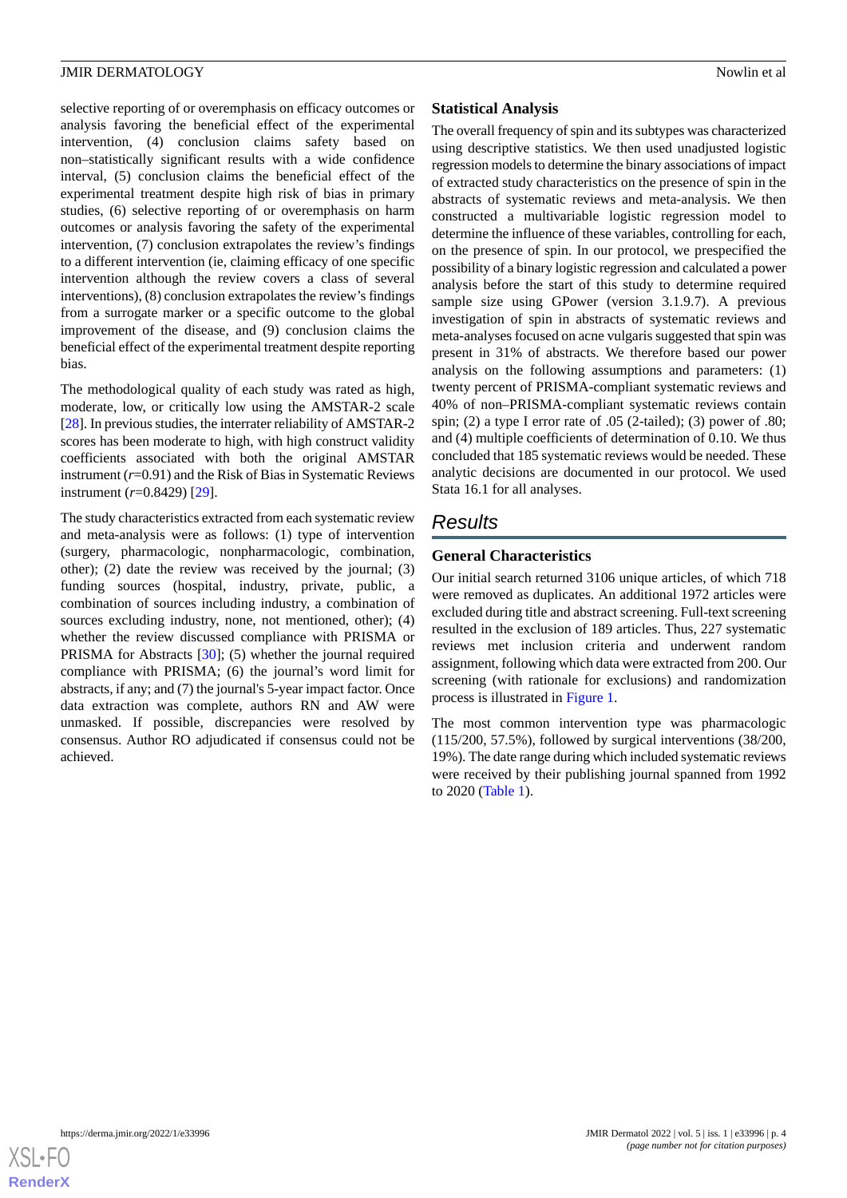selective reporting of or overemphasis on efficacy outcomes or analysis favoring the beneficial effect of the experimental intervention, (4) conclusion claims safety based on non–statistically significant results with a wide confidence interval, (5) conclusion claims the beneficial effect of the experimental treatment despite high risk of bias in primary studies, (6) selective reporting of or overemphasis on harm outcomes or analysis favoring the safety of the experimental intervention, (7) conclusion extrapolates the review's findings to a different intervention (ie, claiming efficacy of one specific intervention although the review covers a class of several interventions), (8) conclusion extrapolates the review's findings from a surrogate marker or a specific outcome to the global improvement of the disease, and (9) conclusion claims the beneficial effect of the experimental treatment despite reporting bias.

The methodological quality of each study was rated as high, moderate, low, or critically low using the AMSTAR-2 scale [28]. In previous studies, the interrater reliability of AMSTAR-2 scores has been moderate to high, with high construct validity coefficients associated with both the original AMSTAR instrument (*r*=0.91) and the Risk of Bias in Systematic Reviews instrument (*r*=0.8429) [29].

The study characteristics extracted from each systematic review and meta-analysis were as follows: (1) type of intervention (surgery, pharmacologic, nonpharmacologic, combination, other); (2) date the review was received by the journal; (3) funding sources (hospital, industry, private, public, a combination of sources including industry, a combination of sources excluding industry, none, not mentioned, other); (4) whether the review discussed compliance with PRISMA or PRISMA for Abstracts [30]; (5) whether the journal required compliance with PRISMA; (6) the journal's word limit for abstracts, if any; and (7) the journal's 5-year impact factor. Once data extraction was complete, authors RN and AW were unmasked. If possible, discrepancies were resolved by consensus. Author RO adjudicated if consensus could not be achieved.

### Statistical Analysis

The overall frequency of spin and its subtypes was characterized using descriptive statistics. We then used unadjusted logistic regression models to determine the binary associations of impact of extracted study characteristics on the presence of spin in the abstracts of systematic reviews and meta-analysis. We then constructed a multivariable logistic regression model to determine the influence of these variables, controlling for each, on the presence of spin. In our protocol, we prespecified the possibility of a binary logistic regression and calculated a power analysis before the start of this study to determine required sample size using GPower (version 3.1.9.7). A previous investigation of spin in abstracts of systematic reviews and meta-analyses focused on acne vulgaris suggested that spin was present in 31% of abstracts. We therefore based our power analysis on the following assumptions and parameters: (1) twenty percent of PRISMA-compliant systematic reviews and 40% of non–PRISMA-compliant systematic reviews contain spin; (2) a type I error rate of .05 (2-tailed); (3) power of .80; and (4) multiple coefficients of determination of 0.10. We thus concluded that 185 systematic reviews would be needed. These analytic decisions are documented in our protocol. We used Stata 16.1 for all analyses.

## Results

### General Characteristics

Our initial search returned 3106 unique articles, of which 718 were removed as duplicates. An additional 1972 articles were excluded during title and abstract screening. Full-text screening resulted in the exclusion of 189 articles. Thus, 227 systematic reviews met inclusion criteria and underwent random assignment, following which data were extracted from 200. Our screening (with rationale for exclusions) and randomization process is illustrated in Figure 1.

The most common intervention type was pharmacologic (115/200, 57.5%), followed by surgical interventions (38/200, 19%). The date range during which included systematic reviews were received by their publishing journal spanned from 1992 to 2020 (Table 1).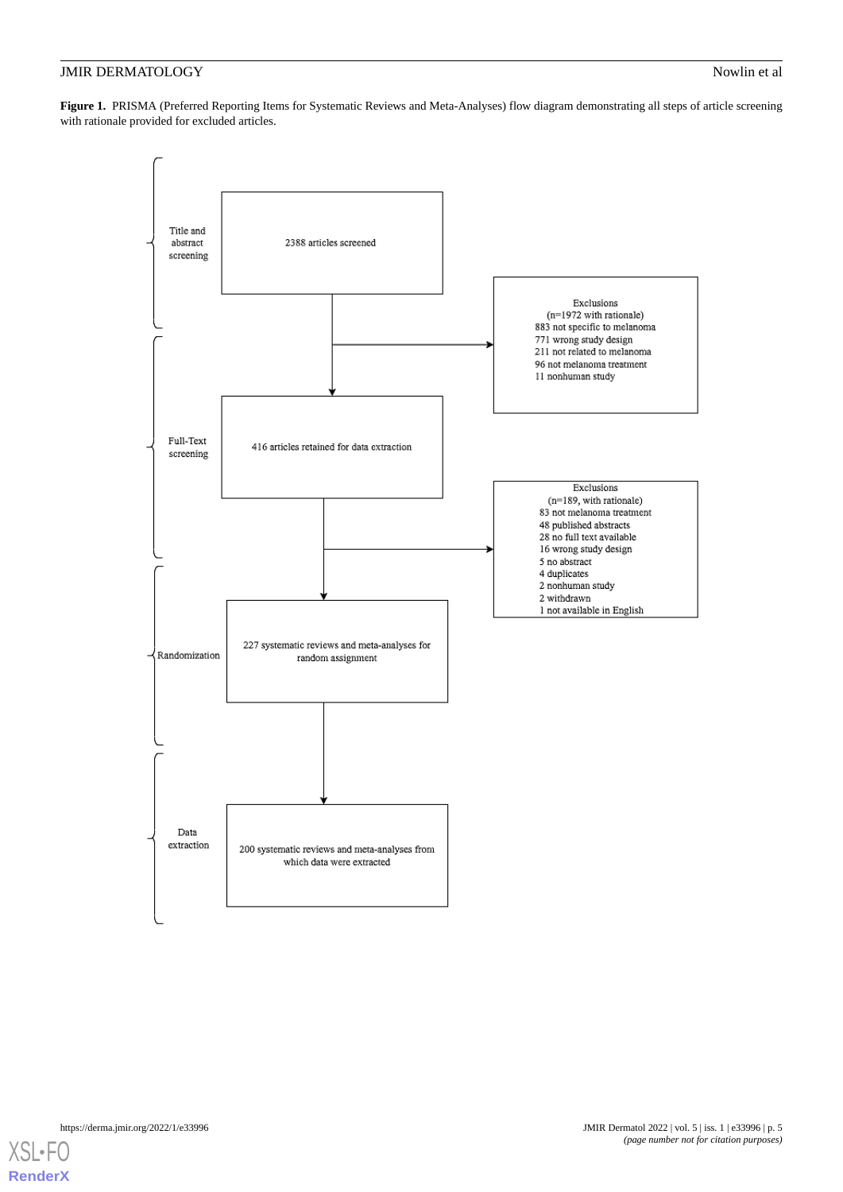**Figure 1.** PRISMA (Preferred Reporting Items for Systematic Reviews and Meta-Analyses) flow diagram demonstrating all steps of article screening with rationale provided for excluded articles.

**Title and abstract screening**

2388 articles screened

Exclusions
(n=1972 with rationale)
883 not specific to melanoma
771 wrong study design
211 not related to melanoma
96 not melanoma treatment
11 nonhuman study

**Full-Text screening**

416 articles retained for data extraction

Exclusions
(n=189, with rationale)
83 not melanoma treatment
48 published abstracts
28 no full text available
16 wrong study design
5 no abstract
4 duplicates
2 nonhuman study
2 withdrawn
1 not available in English

**Randomization**

227 systematic reviews and meta-analyses for random assignment

**Data extraction**

200 systematic reviews and meta-analyses from which data were extracted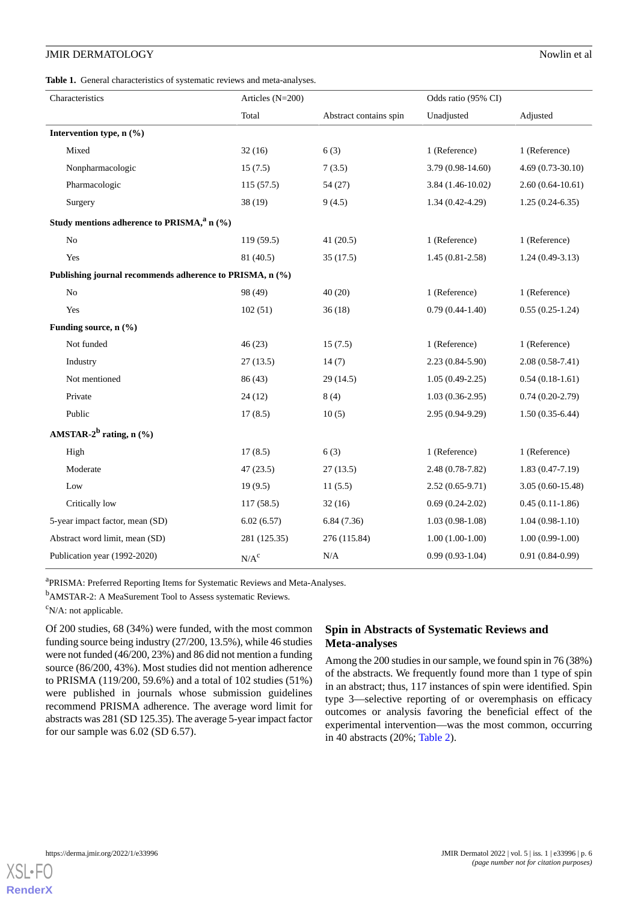**Table 1.** General characteristics of systematic reviews and meta-analyses.

| Characteristics | Articles (N=200) | | Odds ratio (95% CI) | |
|---|---|---|---|---|
| | Total | Abstract contains spin | Unadjusted | Adjusted |
| **Intervention type, n (%)** | | | | |
| Mixed | 32 (16) | 6 (3) | 1 (Reference) | 1 (Reference) |
| Nonpharmacologic | 15 (7.5) | 7 (3.5) | 3.79 (0.98-14.60) | 4.69 (0.73-30.10) |
| Pharmacologic | 115 (57.5) | 54 (27) | 3.84 (1.46-10.02) | 2.60 (0.64-10.61) |
| Surgery | 38 (19) | 9 (4.5) | 1.34 (0.42-4.29) | 1.25 (0.24-6.35) |
| **Study mentions adherence to PRISMA,[a] n (%)** | | | | |
| No | 119 (59.5) | 41 (20.5) | 1 (Reference) | 1 (Reference) |
| Yes | 81 (40.5) | 35 (17.5) | 1.45 (0.81-2.58) | 1.24 (0.49-3.13) |
| **Publishing journal recommends adherence to PRISMA, n (%)** | | | | |
| No | 98 (49) | 40 (20) | 1 (Reference) | 1 (Reference) |
| Yes | 102 (51) | 36 (18) | 0.79 (0.44-1.40) | 0.55 (0.25-1.24) |
| **Funding source, n (%)** | | | | |
| Not funded | 46 (23) | 15 (7.5) | 1 (Reference) | 1 (Reference) |
| Industry | 27 (13.5) | 14 (7) | 2.23 (0.84-5.90) | 2.08 (0.58-7.41) |
| Not mentioned | 86 (43) | 29 (14.5) | 1.05 (0.49-2.25) | 0.54 (0.18-1.61) |
| Private | 24 (12) | 8 (4) | 1.03 (0.36-2.95) | 0.74 (0.20-2.79) |
| Public | 17 (8.5) | 10 (5) | 2.95 (0.94-9.29) | 1.50 (0.35-6.44) |
| **AMSTAR-2[b] rating, n (%)** | | | | |
| High | 17 (8.5) | 6 (3) | 1 (Reference) | 1 (Reference) |
| Moderate | 47 (23.5) | 27 (13.5) | 2.48 (0.78-7.82) | 1.83 (0.47-7.19) |
| Low | 19 (9.5) | 11 (5.5) | 2.52 (0.65-9.71) | 3.05 (0.60-15.48) |
| Critically low | 117 (58.5) | 32 (16) | 0.69 (0.24-2.02) | 0.45 (0.11-1.86) |
| 5-year impact factor, mean (SD) | 6.02 (6.57) | 6.84 (7.36) | 1.03 (0.98-1.08) | 1.04 (0.98-1.10) |
| Abstract word limit, mean (SD) | 281 (125.35) | 276 (115.84) | 1.00 (1.00-1.00) | 1.00 (0.99-1.00) |
| Publication year (1992-2020) | N/A[c] | N/A | 0.99 (0.93-1.04) | 0.91 (0.84-0.99) |

[a]PRISMA: Preferred Reporting Items for Systematic Reviews and Meta-Analyses.

[b]AMSTAR-2: A MeaSurement Tool to Assess systematic Reviews.

[c]N/A: not applicable.

Of 200 studies, 68 (34%) were funded, with the most common funding source being industry (27/200, 13.5%), while 46 studies were not funded (46/200, 23%) and 86 did not mention a funding source (86/200, 43%). Most studies did not mention adherence to PRISMA (119/200, 59.6%) and a total of 102 studies (51%) were published in journals whose submission guidelines recommend PRISMA adherence. The average word limit for abstracts was 281 (SD 125.35). The average 5-year impact factor for our sample was 6.02 (SD 6.57).

## Spin in Abstracts of Systematic Reviews and Meta-analyses

Among the 200 studies in our sample, we found spin in 76 (38%) of the abstracts. We frequently found more than 1 type of spin in an abstract; thus, 117 instances of spin were identified. Spin type 3—selective reporting of or overemphasis on efficacy outcomes or analysis favoring the beneficial effect of the experimental intervention—was the most common, occurring in 40 abstracts (20%; Table 2).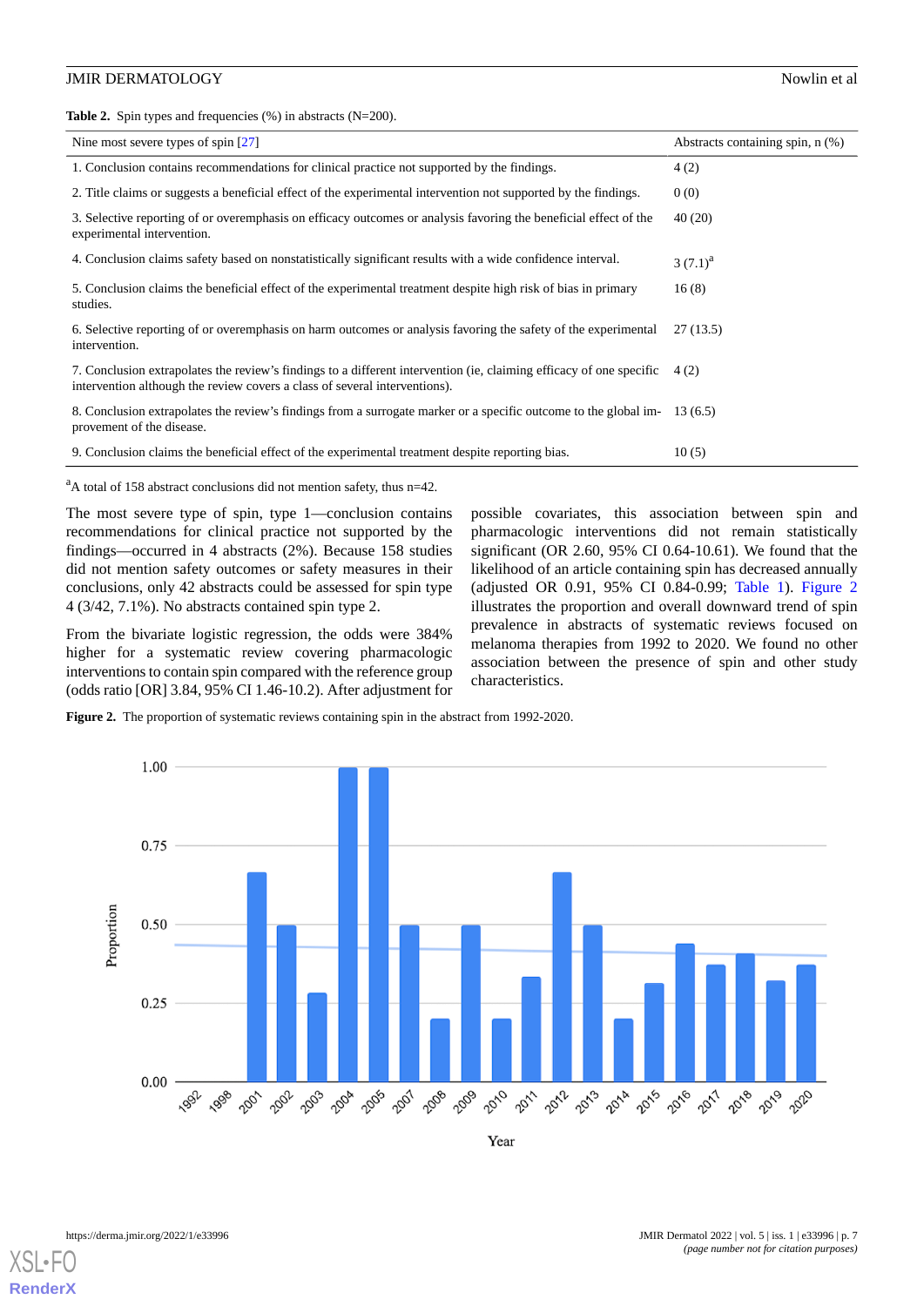**Table 2.** Spin types and frequencies (%) in abstracts (N=200).

| Nine most severe types of spin [27] | Abstracts containing spin, n (%) |
|---|---|
| 1. Conclusion contains recommendations for clinical practice not supported by the findings. | 4 (2) |
| 2. Title claims or suggests a beneficial effect of the experimental intervention not supported by the findings. | 0 (0) |
| 3. Selective reporting of or overemphasis on efficacy outcomes or analysis favoring the beneficial effect of the experimental intervention. | 40 (20) |
| 4. Conclusion claims safety based on nonstatistically significant results with a wide confidence interval. | 3 (7.1)[a] |
| 5. Conclusion claims the beneficial effect of the experimental treatment despite high risk of bias in primary studies. | 16 (8) |
| 6. Selective reporting of or overemphasis on harm outcomes or analysis favoring the safety of the experimental intervention. | 27 (13.5) |
| 7. Conclusion extrapolates the review's findings to a different intervention (ie, claiming efficacy of one specific intervention although the review covers a class of several interventions). | 4 (2) |
| 8. Conclusion extrapolates the review's findings from a surrogate marker or a specific outcome to the global improvement of the disease. | 13 (6.5) |
| 9. Conclusion claims the beneficial effect of the experimental treatment despite reporting bias. | 10 (5) |

[a]A total of 158 abstract conclusions did not mention safety, thus n=42.

The most severe type of spin, type 1—conclusion contains recommendations for clinical practice not supported by the findings—occurred in 4 abstracts (2%). Because 158 studies did not mention safety outcomes or safety measures in their conclusions, only 42 abstracts could be assessed for spin type 4 (3/42, 7.1%). No abstracts contained spin type 2.

From the bivariate logistic regression, the odds were 384% higher for a systematic review covering pharmacologic interventions to contain spin compared with the reference group (odds ratio [OR] 3.84, 95% CI 1.46-10.2). After adjustment for possible covariates, this association between spin and pharmacologic interventions did not remain statistically significant (OR 2.60, 95% CI 0.64-10.61). We found that the likelihood of an article containing spin has decreased annually (adjusted OR 0.91, 95% CI 0.84-0.99; Table 1). Figure 2 illustrates the proportion and overall downward trend of spin prevalence in abstracts of systematic reviews focused on melanoma therapies from 1992 to 2020. We found no other association between the presence of spin and other study characteristics.

**Figure 2.** The proportion of systematic reviews containing spin in the abstract from 1992-2020.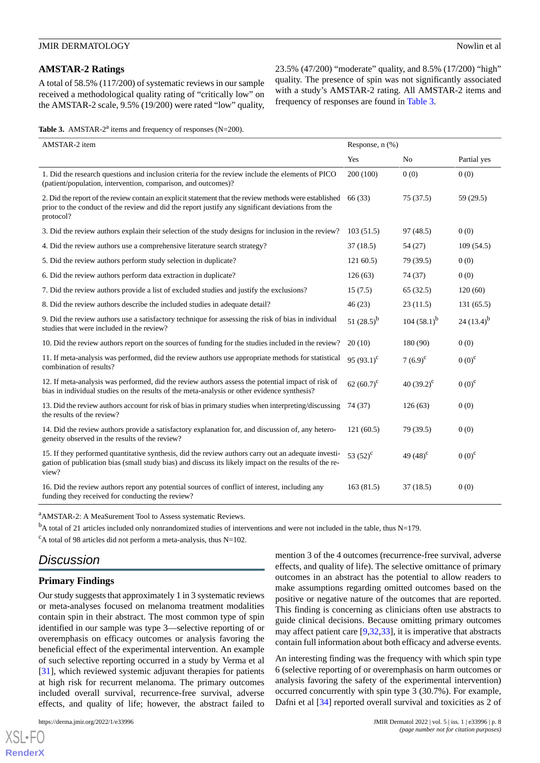### AMSTAR-2 Ratings

A total of 58.5% (117/200) of systematic reviews in our sample received a methodological quality rating of "critically low" on the AMSTAR-2 scale, 9.5% (19/200) were rated "low" quality, 23.5% (47/200) "moderate" quality, and 8.5% (17/200) "high" quality. The presence of spin was not significantly associated with a study's AMSTAR-2 rating. All AMSTAR-2 items and frequency of responses are found in Table 3.

**Table 3.** AMSTAR-2[a] items and frequency of responses (N=200).

| AMSTAR-2 item | Response, n (%) | | |
|---|---|---|---|
| | Yes | No | Partial yes |
| 1. Did the research questions and inclusion criteria for the review include the elements of PICO (patient/population, intervention, comparison, and outcomes)? | 200 (100) | 0 (0) | 0 (0) |
| 2. Did the report of the review contain an explicit statement that the review methods were established prior to the conduct of the review and did the report justify any significant deviations from the protocol? | 66 (33) | 75 (37.5) | 59 (29.5) |
| 3. Did the review authors explain their selection of the study designs for inclusion in the review? | 103 (51.5) | 97 (48.5) | 0 (0) |
| 4. Did the review authors use a comprehensive literature search strategy? | 37 (18.5) | 54 (27) | 109 (54.5) |
| 5. Did the review authors perform study selection in duplicate? | 121 60.5) | 79 (39.5) | 0 (0) |
| 6. Did the review authors perform data extraction in duplicate? | 126 (63) | 74 (37) | 0 (0) |
| 7. Did the review authors provide a list of excluded studies and justify the exclusions? | 15 (7.5) | 65 (32.5) | 120 (60) |
| 8. Did the review authors describe the included studies in adequate detail? | 46 (23) | 23 (11.5) | 131 (65.5) |
| 9. Did the review authors use a satisfactory technique for assessing the risk of bias in individual studies that were included in the review? | 51 (28.5)[b] | 104 (58.1)[b] | 24 (13.4)[b] |
| 10. Did the review authors report on the sources of funding for the studies included in the review? | 20 (10) | 180 (90) | 0 (0) |
| 11. If meta-analysis was performed, did the review authors use appropriate methods for statistical combination of results? | 95 (93.1)[c] | 7 (6.9)[c] | 0 (0)[c] |
| 12. If meta-analysis was performed, did the review authors assess the potential impact of risk of bias in individual studies on the results of the meta-analysis or other evidence synthesis? | 62 (60.7)[c] | 40 (39.2)[c] | 0 (0)[c] |
| 13. Did the review authors account for risk of bias in primary studies when interpreting/discussing the results of the review? | 74 (37) | 126 (63) | 0 (0) |
| 14. Did the review authors provide a satisfactory explanation for, and discussion of, any heterogeneity observed in the results of the review? | 121 (60.5) | 79 (39.5) | 0 (0) |
| 15. If they performed quantitative synthesis, did the review authors carry out an adequate investigation of publication bias (small study bias) and discuss its likely impact on the results of the review? | 53 (52)[c] | 49 (48)[c] | 0 (0)[c] |
| 16. Did the review authors report any potential sources of conflict of interest, including any funding they received for conducting the review? | 163 (81.5) | 37 (18.5) | 0 (0) |

[a]AMSTAR-2: A MeaSurement Tool to Assess systematic Reviews.

[b]A total of 21 articles included only nonrandomized studies of interventions and were not included in the table, thus N=179.

[c]A total of 98 articles did not perform a meta-analysis, thus N=102.

## Discussion

### Primary Findings

Our study suggests that approximately 1 in 3 systematic reviews or meta-analyses focused on melanoma treatment modalities contain spin in their abstract. The most common type of spin identified in our sample was type 3—selective reporting of or overemphasis on efficacy outcomes or analysis favoring the beneficial effect of the experimental intervention. An example of such selective reporting occurred in a study by Verma et al [31], which reviewed systemic adjuvant therapies for patients at high risk for recurrent melanoma. The primary outcomes included overall survival, recurrence-free survival, adverse effects, and quality of life; however, the abstract failed to mention 3 of the 4 outcomes (recurrence-free survival, adverse effects, and quality of life). The selective omittance of primary outcomes in an abstract has the potential to allow readers to make assumptions regarding omitted outcomes based on the positive or negative nature of the outcomes that are reported. This finding is concerning as clinicians often use abstracts to guide clinical decisions. Because omitting primary outcomes may affect patient care [9,32,33], it is imperative that abstracts contain full information about both efficacy and adverse events.

An interesting finding was the frequency with which spin type 6 (selective reporting of or overemphasis on harm outcomes or analysis favoring the safety of the experimental intervention) occurred concurrently with spin type 3 (30.7%). For example, Dafni et al [34] reported overall survival and toxicities as 2 of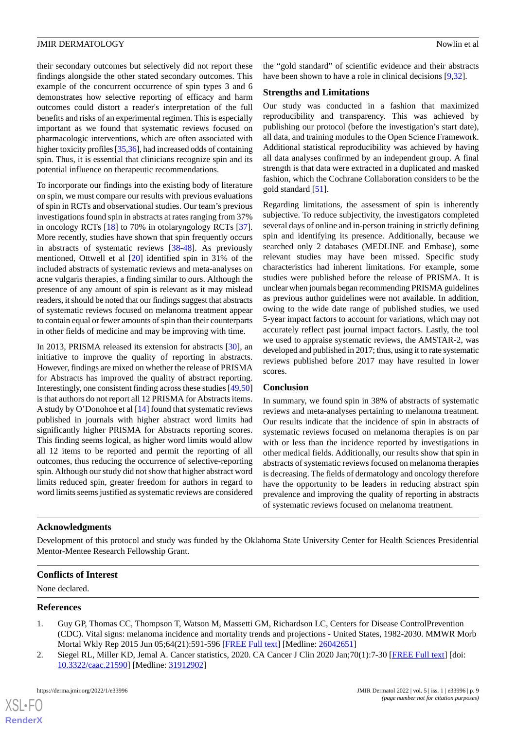their secondary outcomes but selectively did not report these findings alongside the other stated secondary outcomes. This example of the concurrent occurrence of spin types 3 and 6 demonstrates how selective reporting of efficacy and harm outcomes could distort a reader's interpretation of the full benefits and risks of an experimental regimen. This is especially important as we found that systematic reviews focused on pharmacologic interventions, which are often associated with higher toxicity profiles [35,36], had increased odds of containing spin. Thus, it is essential that clinicians recognize spin and its potential influence on therapeutic recommendations.

To incorporate our findings into the existing body of literature on spin, we must compare our results with previous evaluations of spin in RCTs and observational studies. Our team's previous investigations found spin in abstracts at rates ranging from 37% in oncology RCTs [18] to 70% in otolaryngology RCTs [37]. More recently, studies have shown that spin frequently occurs in abstracts of systematic reviews [38-48]. As previously mentioned, Ottwell et al [20] identified spin in 31% of the included abstracts of systematic reviews and meta-analyses on acne vulgaris therapies, a finding similar to ours. Although the presence of any amount of spin is relevant as it may mislead readers, it should be noted that our findings suggest that abstracts of systematic reviews focused on melanoma treatment appear to contain equal or fewer amounts of spin than their counterparts in other fields of medicine and may be improving with time.

In 2013, PRISMA released its extension for abstracts [30], an initiative to improve the quality of reporting in abstracts. However, findings are mixed on whether the release of PRISMA for Abstracts has improved the quality of abstract reporting. Interestingly, one consistent finding across these studies [49,50] is that authors do not report all 12 PRISMA for Abstracts items. A study by O'Donohoe et al [14] found that systematic reviews published in journals with higher abstract word limits had significantly higher PRISMA for Abstracts reporting scores. This finding seems logical, as higher word limits would allow all 12 items to be reported and permit the reporting of all outcomes, thus reducing the occurrence of selective-reporting spin. Although our study did not show that higher abstract word limits reduced spin, greater freedom for authors in regard to word limits seems justified as systematic reviews are considered the "gold standard" of scientific evidence and their abstracts have been shown to have a role in clinical decisions [9,32].

### Strengths and Limitations

Our study was conducted in a fashion that maximized reproducibility and transparency. This was achieved by publishing our protocol (before the investigation's start date), all data, and training modules to the Open Science Framework. Additional statistical reproducibility was achieved by having all data analyses confirmed by an independent group. A final strength is that data were extracted in a duplicated and masked fashion, which the Cochrane Collaboration considers to be the gold standard [51].

Regarding limitations, the assessment of spin is inherently subjective. To reduce subjectivity, the investigators completed several days of online and in-person training in strictly defining spin and identifying its presence. Additionally, because we searched only 2 databases (MEDLINE and Embase), some relevant studies may have been missed. Specific study characteristics had inherent limitations. For example, some studies were published before the release of PRISMA. It is unclear when journals began recommending PRISMA guidelines as previous author guidelines were not available. In addition, owing to the wide date range of published studies, we used 5-year impact factors to account for variations, which may not accurately reflect past journal impact factors. Lastly, the tool we used to appraise systematic reviews, the AMSTAR-2, was developed and published in 2017; thus, using it to rate systematic reviews published before 2017 may have resulted in lower scores.

### Conclusion

In summary, we found spin in 38% of abstracts of systematic reviews and meta-analyses pertaining to melanoma treatment. Our results indicate that the incidence of spin in abstracts of systematic reviews focused on melanoma therapies is on par with or less than the incidence reported by investigations in other medical fields. Additionally, our results show that spin in abstracts of systematic reviews focused on melanoma therapies is decreasing. The fields of dermatology and oncology therefore have the opportunity to be leaders in reducing abstract spin prevalence and improving the quality of reporting in abstracts of systematic reviews focused on melanoma treatment.

## Acknowledgments

Development of this protocol and study was funded by the Oklahoma State University Center for Health Sciences Presidential Mentor-Mentee Research Fellowship Grant.

## Conflicts of Interest

None declared.

## References

1. Guy GP, Thomas CC, Thompson T, Watson M, Massetti GM, Richardson LC, Centers for Disease ControlPrevention (CDC). Vital signs: melanoma incidence and mortality trends and projections - United States, 1982-2030. MMWR Morb Mortal Wkly Rep 2015 Jun 05;64(21):591-596 [FREE Full text] [Medline: 26042651]
2. Siegel RL, Miller KD, Jemal A. Cancer statistics, 2020. CA Cancer J Clin 2020 Jan;70(1):7-30 [FREE Full text] [doi: 10.3322/caac.21590] [Medline: 31912902]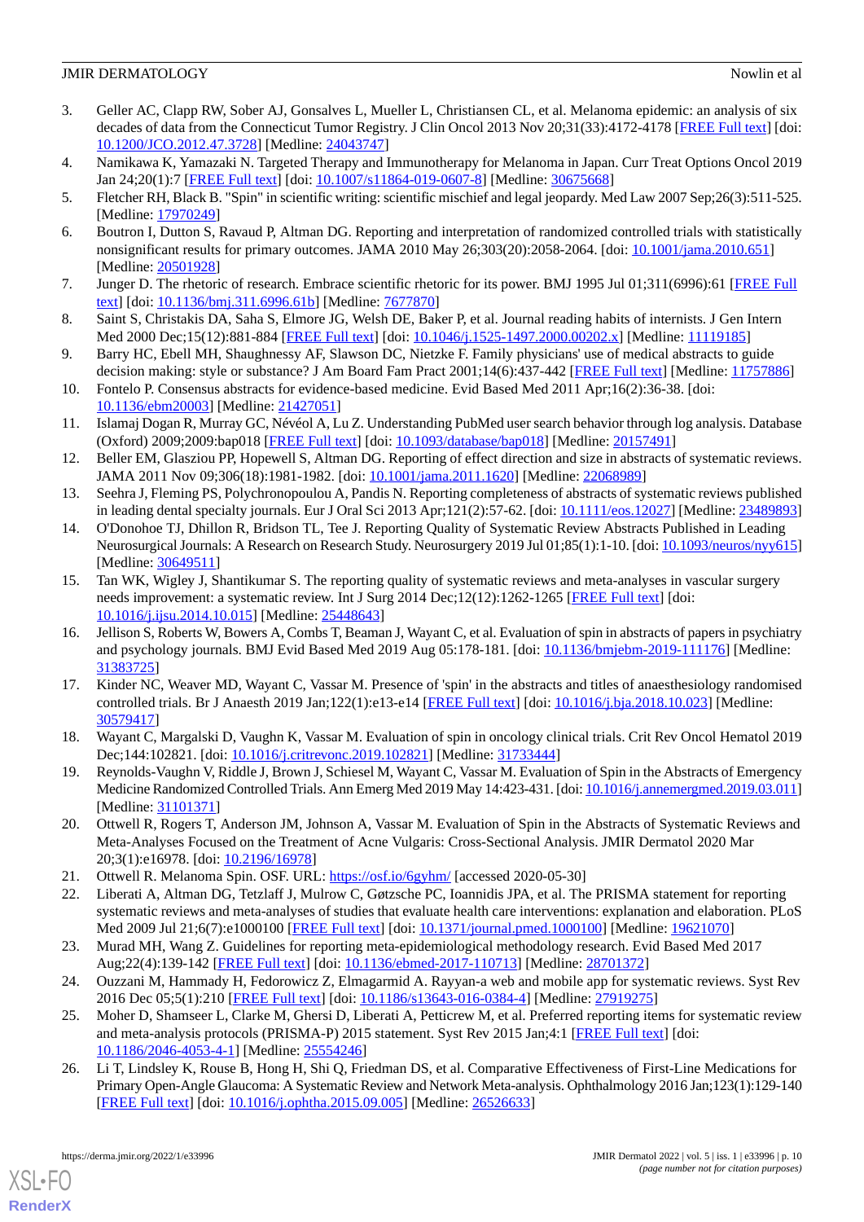3. Geller AC, Clapp RW, Sober AJ, Gonsalves L, Mueller L, Christiansen CL, et al. Melanoma epidemic: an analysis of six decades of data from the Connecticut Tumor Registry. J Clin Oncol 2013 Nov 20;31(33):4172-4178 [FREE Full text] [doi: 10.1200/JCO.2012.47.3728] [Medline: 24043747]
4. Namikawa K, Yamazaki N. Targeted Therapy and Immunotherapy for Melanoma in Japan. Curr Treat Options Oncol 2019 Jan 24;20(1):7 [FREE Full text] [doi: 10.1007/s11864-019-0607-8] [Medline: 30675668]
5. Fletcher RH, Black B. "Spin" in scientific writing: scientific mischief and legal jeopardy. Med Law 2007 Sep;26(3):511-525. [Medline: 17970249]
6. Boutron I, Dutton S, Ravaud P, Altman DG. Reporting and interpretation of randomized controlled trials with statistically nonsignificant results for primary outcomes. JAMA 2010 May 26;303(20):2058-2064. [doi: 10.1001/jama.2010.651] [Medline: 20501928]
7. Junger D. The rhetoric of research. Embrace scientific rhetoric for its power. BMJ 1995 Jul 01;311(6996):61 [FREE Full text] [doi: 10.1136/bmj.311.6996.61b] [Medline: 7677870]
8. Saint S, Christakis DA, Saha S, Elmore JG, Welsh DE, Baker P, et al. Journal reading habits of internists. J Gen Intern Med 2000 Dec;15(12):881-884 [FREE Full text] [doi: 10.1046/j.1525-1497.2000.00202.x] [Medline: 11119185]
9. Barry HC, Ebell MH, Shaughnessy AF, Slawson DC, Nietzke F. Family physicians' use of medical abstracts to guide decision making: style or substance? J Am Board Fam Pract 2001;14(6):437-442 [FREE Full text] [Medline: 11757886]
10. Fontelo P. Consensus abstracts for evidence-based medicine. Evid Based Med 2011 Apr;16(2):36-38. [doi: 10.1136/ebm20003] [Medline: 21427051]
11. Islamaj Dogan R, Murray GC, Névéol A, Lu Z. Understanding PubMed user search behavior through log analysis. Database (Oxford) 2009;2009:bap018 [FREE Full text] [doi: 10.1093/database/bap018] [Medline: 20157491]
12. Beller EM, Glasziou PP, Hopewell S, Altman DG. Reporting of effect direction and size in abstracts of systematic reviews. JAMA 2011 Nov 09;306(18):1981-1982. [doi: 10.1001/jama.2011.1620] [Medline: 22068989]
13. Seehra J, Fleming PS, Polychronopoulou A, Pandis N. Reporting completeness of abstracts of systematic reviews published in leading dental specialty journals. Eur J Oral Sci 2013 Apr;121(2):57-62. [doi: 10.1111/eos.12027] [Medline: 23489893]
14. O'Donohoe TJ, Dhillon R, Bridson TL, Tee J. Reporting Quality of Systematic Review Abstracts Published in Leading Neurosurgical Journals: A Research on Research Study. Neurosurgery 2019 Jul 01;85(1):1-10. [doi: 10.1093/neuros/nyy615] [Medline: 30649511]
15. Tan WK, Wigley J, Shantikumar S. The reporting quality of systematic reviews and meta-analyses in vascular surgery needs improvement: a systematic review. Int J Surg 2014 Dec;12(12):1262-1265 [FREE Full text] [doi: 10.1016/j.ijsu.2014.10.015] [Medline: 25448643]
16. Jellison S, Roberts W, Bowers A, Combs T, Beaman J, Wayant C, et al. Evaluation of spin in abstracts of papers in psychiatry and psychology journals. BMJ Evid Based Med 2019 Aug 05:178-181. [doi: 10.1136/bmjebm-2019-111176] [Medline: 31383725]
17. Kinder NC, Weaver MD, Wayant C, Vassar M. Presence of 'spin' in the abstracts and titles of anaesthesiology randomised controlled trials. Br J Anaesth 2019 Jan;122(1):e13-e14 [FREE Full text] [doi: 10.1016/j.bja.2018.10.023] [Medline: 30579417]
18. Wayant C, Margalski D, Vaughn K, Vassar M. Evaluation of spin in oncology clinical trials. Crit Rev Oncol Hematol 2019 Dec;144:102821. [doi: 10.1016/j.critrevonc.2019.102821] [Medline: 31733444]
19. Reynolds-Vaughn V, Riddle J, Brown J, Schiesel M, Wayant C, Vassar M. Evaluation of Spin in the Abstracts of Emergency Medicine Randomized Controlled Trials. Ann Emerg Med 2019 May 14:423-431. [doi: 10.1016/j.annemergmed.2019.03.011] [Medline: 31101371]
20. Ottwell R, Rogers T, Anderson JM, Johnson A, Vassar M. Evaluation of Spin in the Abstracts of Systematic Reviews and Meta-Analyses Focused on the Treatment of Acne Vulgaris: Cross-Sectional Analysis. JMIR Dermatol 2020 Mar 20;3(1):e16978. [doi: 10.2196/16978]
21. Ottwell R. Melanoma Spin. OSF. URL: https://osf.io/6gyhm/ [accessed 2020-05-30]
22. Liberati A, Altman DG, Tetzlaff J, Mulrow C, Gøtzsche PC, Ioannidis JPA, et al. The PRISMA statement for reporting systematic reviews and meta-analyses of studies that evaluate health care interventions: explanation and elaboration. PLoS Med 2009 Jul 21;6(7):e1000100 [FREE Full text] [doi: 10.1371/journal.pmed.1000100] [Medline: 19621070]
23. Murad MH, Wang Z. Guidelines for reporting meta-epidemiological methodology research. Evid Based Med 2017 Aug;22(4):139-142 [FREE Full text] [doi: 10.1136/ebmed-2017-110713] [Medline: 28701372]
24. Ouzzani M, Hammady H, Fedorowicz Z, Elmagarmid A. Rayyan-a web and mobile app for systematic reviews. Syst Rev 2016 Dec 05;5(1):210 [FREE Full text] [doi: 10.1186/s13643-016-0384-4] [Medline: 27919275]
25. Moher D, Shamseer L, Clarke M, Ghersi D, Liberati A, Petticrew M, et al. Preferred reporting items for systematic review and meta-analysis protocols (PRISMA-P) 2015 statement. Syst Rev 2015 Jan;4:1 [FREE Full text] [doi: 10.1186/2046-4053-4-1] [Medline: 25554246]
26. Li T, Lindsley K, Rouse B, Hong H, Shi Q, Friedman DS, et al. Comparative Effectiveness of First-Line Medications for Primary Open-Angle Glaucoma: A Systematic Review and Network Meta-analysis. Ophthalmology 2016 Jan;123(1):129-140 [FREE Full text] [doi: 10.1016/j.ophtha.2015.09.005] [Medline: 26526633]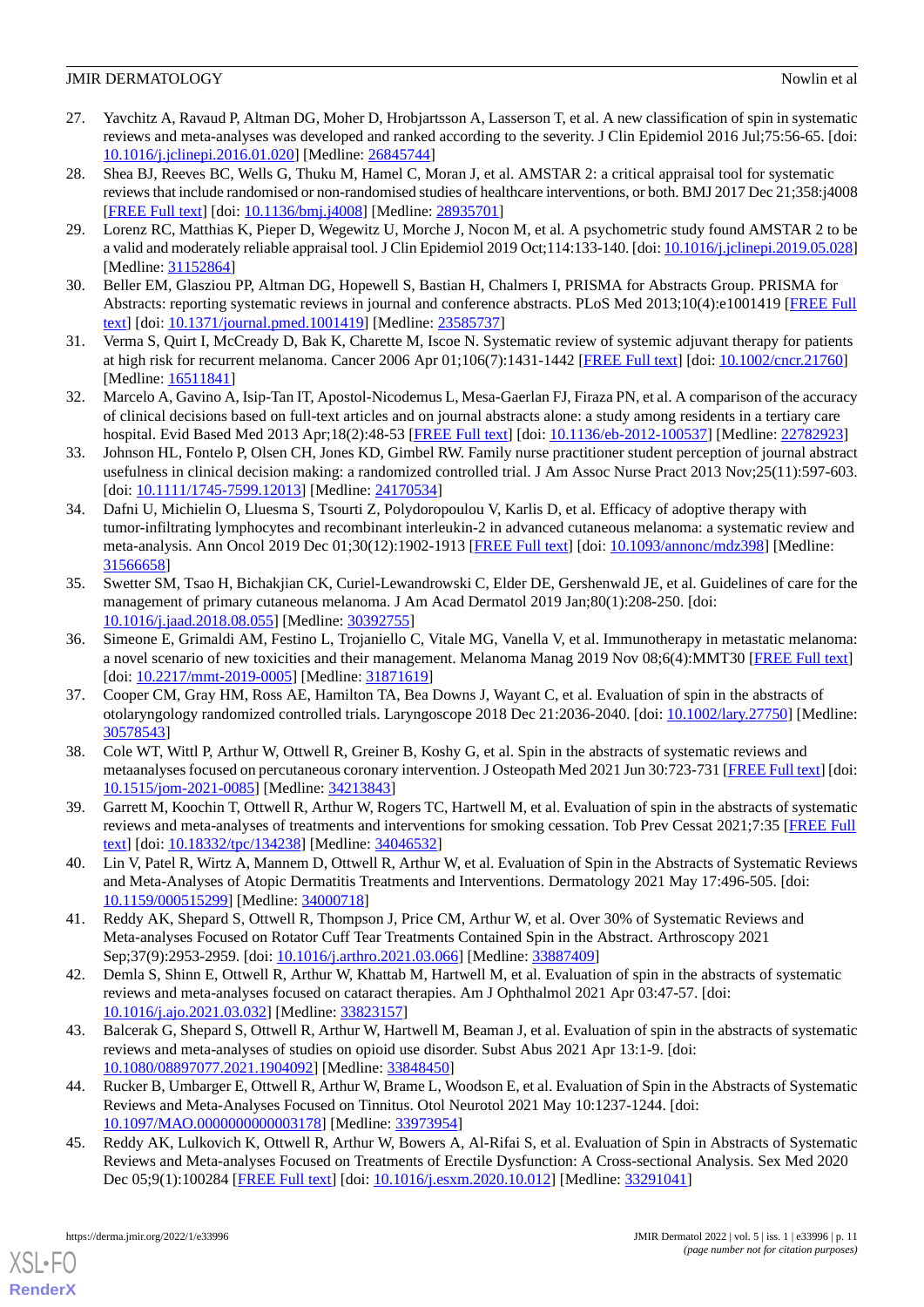27. Yavchitz A, Ravaud P, Altman DG, Moher D, Hrobjartsson A, Lasserson T, et al. A new classification of spin in systematic reviews and meta-analyses was developed and ranked according to the severity. J Clin Epidemiol 2016 Jul;75:56-65. [doi: 10.1016/j.jclinepi.2016.01.020] [Medline: 26845744]
28. Shea BJ, Reeves BC, Wells G, Thuku M, Hamel C, Moran J, et al. AMSTAR 2: a critical appraisal tool for systematic reviews that include randomised or non-randomised studies of healthcare interventions, or both. BMJ 2017 Dec 21;358:j4008 [FREE Full text] [doi: 10.1136/bmj.j4008] [Medline: 28935701]
29. Lorenz RC, Matthias K, Pieper D, Wegewitz U, Morche J, Nocon M, et al. A psychometric study found AMSTAR 2 to be a valid and moderately reliable appraisal tool. J Clin Epidemiol 2019 Oct;114:133-140. [doi: 10.1016/j.jclinepi.2019.05.028] [Medline: 31152864]
30. Beller EM, Glasziou PP, Altman DG, Hopewell S, Bastian H, Chalmers I, PRISMA for Abstracts Group. PRISMA for Abstracts: reporting systematic reviews in journal and conference abstracts. PLoS Med 2013;10(4):e1001419 [FREE Full text] [doi: 10.1371/journal.pmed.1001419] [Medline: 23585737]
31. Verma S, Quirt I, McCready D, Bak K, Charette M, Iscoe N. Systematic review of systemic adjuvant therapy for patients at high risk for recurrent melanoma. Cancer 2006 Apr 01;106(7):1431-1442 [FREE Full text] [doi: 10.1002/cncr.21760] [Medline: 16511841]
32. Marcelo A, Gavino A, Isip-Tan IT, Apostol-Nicodemus L, Mesa-Gaerlan FJ, Firaza PN, et al. A comparison of the accuracy of clinical decisions based on full-text articles and on journal abstracts alone: a study among residents in a tertiary care hospital. Evid Based Med 2013 Apr;18(2):48-53 [FREE Full text] [doi: 10.1136/eb-2012-100537] [Medline: 22782923]
33. Johnson HL, Fontelo P, Olsen CH, Jones KD, Gimbel RW. Family nurse practitioner student perception of journal abstract usefulness in clinical decision making: a randomized controlled trial. J Am Assoc Nurse Pract 2013 Nov;25(11):597-603. [doi: 10.1111/1745-7599.12013] [Medline: 24170534]
34. Dafni U, Michielin O, Lluesma S, Tsourti Z, Polydoropoulou V, Karlis D, et al. Efficacy of adoptive therapy with tumor-infiltrating lymphocytes and recombinant interleukin-2 in advanced cutaneous melanoma: a systematic review and meta-analysis. Ann Oncol 2019 Dec 01;30(12):1902-1913 [FREE Full text] [doi: 10.1093/annonc/mdz398] [Medline: 31566658]
35. Swetter SM, Tsao H, Bichakjian CK, Curiel-Lewandrowski C, Elder DE, Gershenwald JE, et al. Guidelines of care for the management of primary cutaneous melanoma. J Am Acad Dermatol 2019 Jan;80(1):208-250. [doi: 10.1016/j.jaad.2018.08.055] [Medline: 30392755]
36. Simeone E, Grimaldi AM, Festino L, Trojaniello C, Vitale MG, Vanella V, et al. Immunotherapy in metastatic melanoma: a novel scenario of new toxicities and their management. Melanoma Manag 2019 Nov 08;6(4):MMT30 [FREE Full text] [doi: 10.2217/mmt-2019-0005] [Medline: 31871619]
37. Cooper CM, Gray HM, Ross AE, Hamilton TA, Bea Downs J, Wayant C, et al. Evaluation of spin in the abstracts of otolaryngology randomized controlled trials. Laryngoscope 2018 Dec 21:2036-2040. [doi: 10.1002/lary.27750] [Medline: 30578543]
38. Cole WT, Wittl P, Arthur W, Ottwell R, Greiner B, Koshy G, et al. Spin in the abstracts of systematic reviews and metaanalyses focused on percutaneous coronary intervention. J Osteopath Med 2021 Jun 30:723-731 [FREE Full text] [doi: 10.1515/jom-2021-0085] [Medline: 34213843]
39. Garrett M, Koochin T, Ottwell R, Arthur W, Rogers TC, Hartwell M, et al. Evaluation of spin in the abstracts of systematic reviews and meta-analyses of treatments and interventions for smoking cessation. Tob Prev Cessat 2021;7:35 [FREE Full text] [doi: 10.18332/tpc/134238] [Medline: 34046532]
40. Lin V, Patel R, Wirtz A, Mannem D, Ottwell R, Arthur W, et al. Evaluation of Spin in the Abstracts of Systematic Reviews and Meta-Analyses of Atopic Dermatitis Treatments and Interventions. Dermatology 2021 May 17:496-505. [doi: 10.1159/000515299] [Medline: 34000718]
41. Reddy AK, Shepard S, Ottwell R, Thompson J, Price CM, Arthur W, et al. Over 30% of Systematic Reviews and Meta-analyses Focused on Rotator Cuff Tear Treatments Contained Spin in the Abstract. Arthroscopy 2021 Sep;37(9):2953-2959. [doi: 10.1016/j.arthro.2021.03.066] [Medline: 33887409]
42. Demla S, Shinn E, Ottwell R, Arthur W, Khattab M, Hartwell M, et al. Evaluation of spin in the abstracts of systematic reviews and meta-analyses focused on cataract therapies. Am J Ophthalmol 2021 Apr 03:47-57. [doi: 10.1016/j.ajo.2021.03.032] [Medline: 33823157]
43. Balcerak G, Shepard S, Ottwell R, Arthur W, Hartwell M, Beaman J, et al. Evaluation of spin in the abstracts of systematic reviews and meta-analyses of studies on opioid use disorder. Subst Abus 2021 Apr 13:1-9. [doi: 10.1080/08897077.2021.1904092] [Medline: 33848450]
44. Rucker B, Umbarger E, Ottwell R, Arthur W, Brame L, Woodson E, et al. Evaluation of Spin in the Abstracts of Systematic Reviews and Meta-Analyses Focused on Tinnitus. Otol Neurotol 2021 May 10:1237-1244. [doi: 10.1097/MAO.0000000000003178] [Medline: 33973954]
45. Reddy AK, Lulkovich K, Ottwell R, Arthur W, Bowers A, Al-Rifai S, et al. Evaluation of Spin in Abstracts of Systematic Reviews and Meta-analyses Focused on Treatments of Erectile Dysfunction: A Cross-sectional Analysis. Sex Med 2020 Dec 05;9(1):100284 [FREE Full text] [doi: 10.1016/j.esxm.2020.10.012] [Medline: 33291041]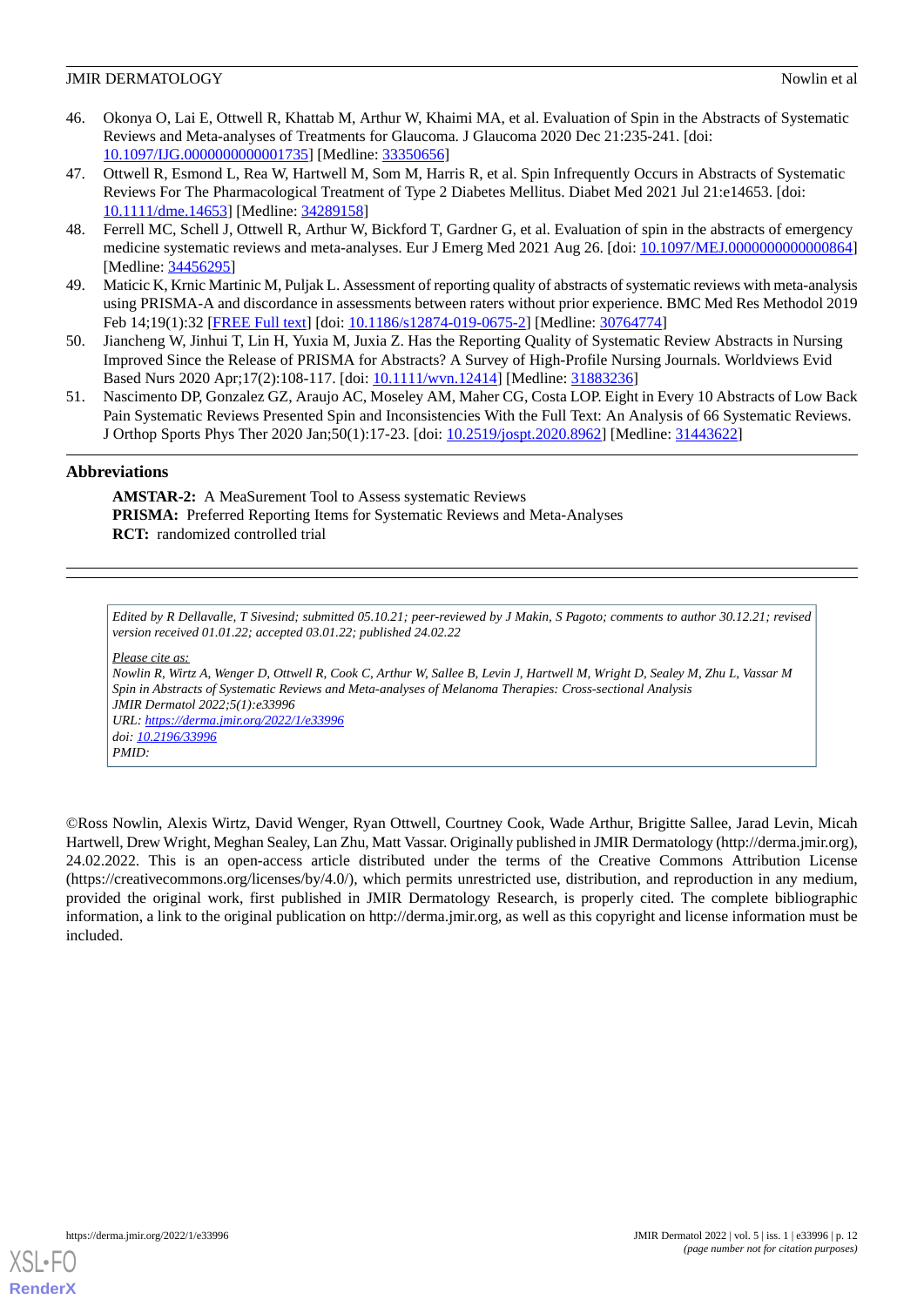46. Okonya O, Lai E, Ottwell R, Khattab M, Arthur W, Khaimi MA, et al. Evaluation of Spin in the Abstracts of Systematic Reviews and Meta-analyses of Treatments for Glaucoma. J Glaucoma 2020 Dec 21:235-241. [doi: 10.1097/IJG.0000000000001735] [Medline: 33350656]
47. Ottwell R, Esmond L, Rea W, Hartwell M, Som M, Harris R, et al. Spin Infrequently Occurs in Abstracts of Systematic Reviews For The Pharmacological Treatment of Type 2 Diabetes Mellitus. Diabet Med 2021 Jul 21:e14653. [doi: 10.1111/dme.14653] [Medline: 34289158]
48. Ferrell MC, Schell J, Ottwell R, Arthur W, Bickford T, Gardner G, et al. Evaluation of spin in the abstracts of emergency medicine systematic reviews and meta-analyses. Eur J Emerg Med 2021 Aug 26. [doi: 10.1097/MEJ.0000000000000864] [Medline: 34456295]
49. Maticic K, Krnic Martinic M, Puljak L. Assessment of reporting quality of abstracts of systematic reviews with meta-analysis using PRISMA-A and discordance in assessments between raters without prior experience. BMC Med Res Methodol 2019 Feb 14;19(1):32 [FREE Full text] [doi: 10.1186/s12874-019-0675-2] [Medline: 30764774]
50. Jiancheng W, Jinhui T, Lin H, Yuxia M, Juxia Z. Has the Reporting Quality of Systematic Review Abstracts in Nursing Improved Since the Release of PRISMA for Abstracts? A Survey of High-Profile Nursing Journals. Worldviews Evid Based Nurs 2020 Apr;17(2):108-117. [doi: 10.1111/wvn.12414] [Medline: 31883236]
51. Nascimento DP, Gonzalez GZ, Araujo AC, Moseley AM, Maher CG, Costa LOP. Eight in Every 10 Abstracts of Low Back Pain Systematic Reviews Presented Spin and Inconsistencies With the Full Text: An Analysis of 66 Systematic Reviews. J Orthop Sports Phys Ther 2020 Jan;50(1):17-23. [doi: 10.2519/jospt.2020.8962] [Medline: 31443622]

## Abbreviations

**AMSTAR-2:** A MeaSurement Tool to Assess systematic Reviews
**PRISMA:** Preferred Reporting Items for Systematic Reviews and Meta-Analyses
**RCT:** randomized controlled trial

*Edited by R Dellavalle, T Sivesind; submitted 05.10.21; peer-reviewed by J Makin, S Pagoto; comments to author 30.12.21; revised version received 01.01.22; accepted 03.01.22; published 24.02.22*

*Please cite as:*
*Nowlin R, Wirtz A, Wenger D, Ottwell R, Cook C, Arthur W, Sallee B, Levin J, Hartwell M, Wright D, Sealey M, Zhu L, Vassar M*
*Spin in Abstracts of Systematic Reviews and Meta-analyses of Melanoma Therapies: Cross-sectional Analysis*
*JMIR Dermatol 2022;5(1):e33996*
*URL: https://derma.jmir.org/2022/1/e33996*
*doi: 10.2196/33996*
*PMID:*

©Ross Nowlin, Alexis Wirtz, David Wenger, Ryan Ottwell, Courtney Cook, Wade Arthur, Brigitte Sallee, Jarad Levin, Micah Hartwell, Drew Wright, Meghan Sealey, Lan Zhu, Matt Vassar. Originally published in JMIR Dermatology (http://derma.jmir.org), 24.02.2022. This is an open-access article distributed under the terms of the Creative Commons Attribution License (https://creativecommons.org/licenses/by/4.0/), which permits unrestricted use, distribution, and reproduction in any medium, provided the original work, first published in JMIR Dermatology Research, is properly cited. The complete bibliographic information, a link to the original publication on http://derma.jmir.org, as well as this copyright and license information must be included.